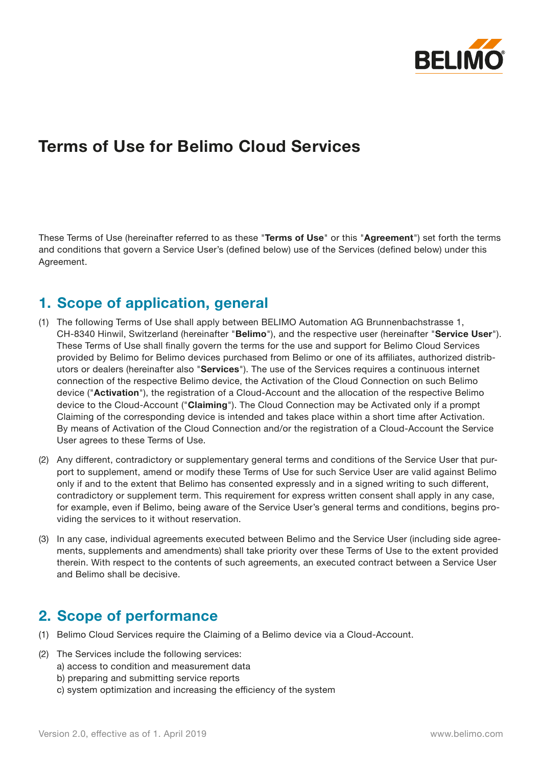# Terms of Use for Belimo Cloud Services

These Terms of Use (hereinafter referred to as these "**Terms of Use**" or this "**Agreement**") set forth the terms and conditions that govern a Service User's (defined below) use of the Services (defined below) under this Agreement.

## 1. Scope of application, general

(1) The following Terms of Use shall apply between BELIMO Automation AG Brunnenbachstrasse 1, CH-8340 Hinwil, Switzerland (hereinafter "**Belimo**"), and the respective user (hereinafter "**Service User**"). These Terms of Use shall finally govern the terms for the use and support for Belimo Cloud Services provided by Belimo for Belimo devices purchased from Belimo or one of its affiliates, authorized distributors or dealers (hereinafter also "**Services**"). The use of the Services requires a continuous internet connection of the respective Belimo device, the Activation of the Cloud Connection on such Belimo device ("**Activation**"), the registration of a Cloud-Account and the allocation of the respective Belimo device to the Cloud-Account ("**Claiming**"). The Cloud Connection may be Activated only if a prompt Claiming of the corresponding device is intended and takes place within a short time after Activation. By means of Activation of the Cloud Connection and/or the registration of a Cloud-Account the Service User agrees to these Terms of Use.

(2) Any different, contradictory or supplementary general terms and conditions of the Service User that purport to supplement, amend or modify these Terms of Use for such Service User are valid against Belimo only if and to the extent that Belimo has consented expressly and in a signed writing to such different, contradictory or supplement term. This requirement for express written consent shall apply in any case, for example, even if Belimo, being aware of the Service User's general terms and conditions, begins providing the services to it without reservation.

(3) In any case, individual agreements executed between Belimo and the Service User (including side agreements, supplements and amendments) shall take priority over these Terms of Use to the extent provided therein. With respect to the contents of such agreements, an executed contract between a Service User and Belimo shall be decisive.

## 2. Scope of performance

(1) Belimo Cloud Services require the Claiming of a Belimo device via a Cloud-Account.

(2) The Services include the following services:
a) access to condition and measurement data
b) preparing and submitting service reports
c) system optimization and increasing the efficiency of the system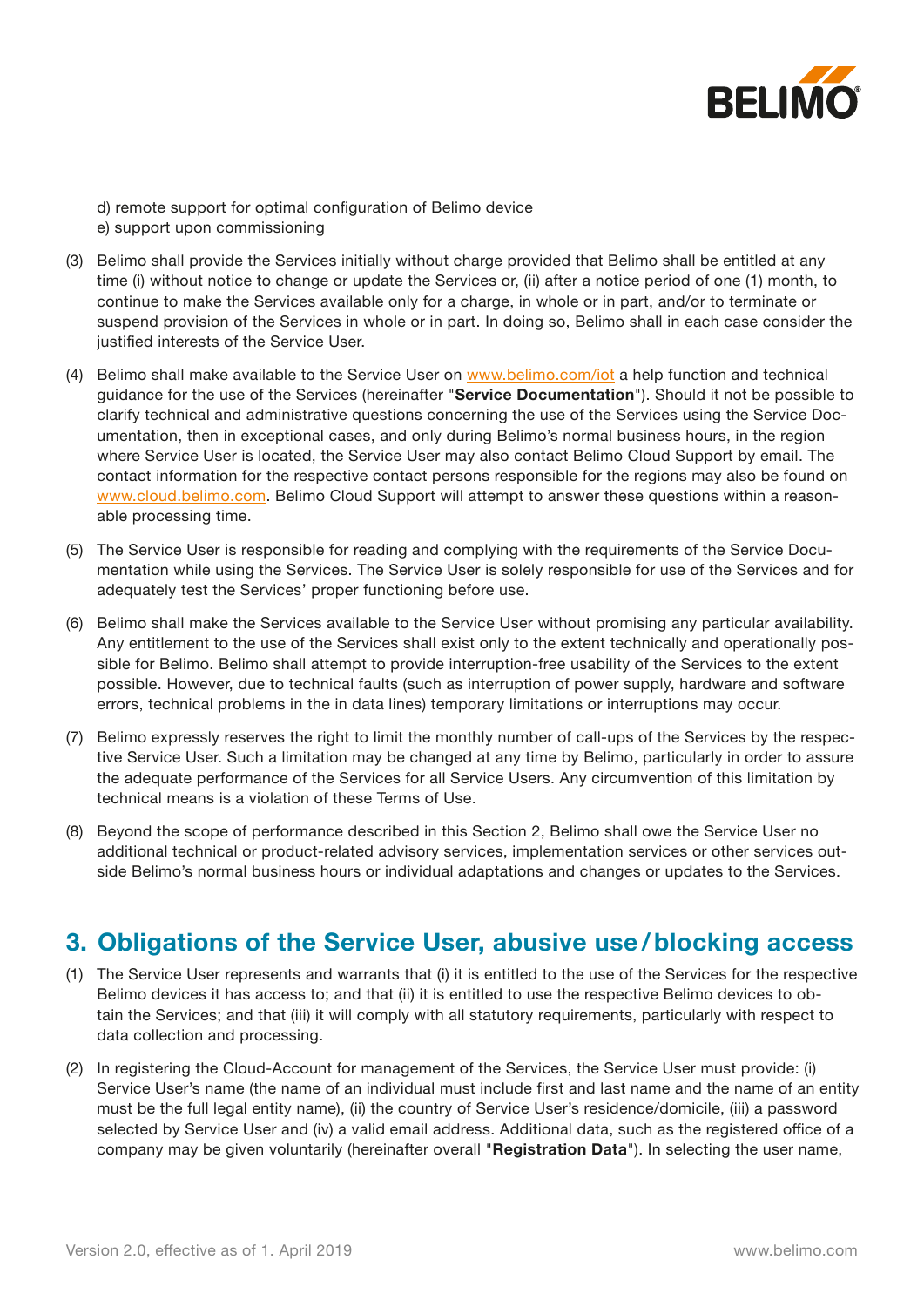d) remote support for optimal configuration of Belimo device
e) support upon commissioning

(3) Belimo shall provide the Services initially without charge provided that Belimo shall be entitled at any time (i) without notice to change or update the Services or, (ii) after a notice period of one (1) month, to continue to make the Services available only for a charge, in whole or in part, and/or to terminate or suspend provision of the Services in whole or in part. In doing so, Belimo shall in each case consider the justified interests of the Service User.

(4) Belimo shall make available to the Service User on www.belimo.com/iot a help function and technical guidance for the use of the Services (hereinafter "**Service Documentation**"). Should it not be possible to clarify technical and administrative questions concerning the use of the Services using the Service Documentation, then in exceptional cases, and only during Belimo's normal business hours, in the region where Service User is located, the Service User may also contact Belimo Cloud Support by email. The contact information for the respective contact persons responsible for the regions may also be found on www.cloud.belimo.com. Belimo Cloud Support will attempt to answer these questions within a reasonable processing time.

(5) The Service User is responsible for reading and complying with the requirements of the Service Documentation while using the Services. The Service User is solely responsible for use of the Services and for adequately test the Services' proper functioning before use.

(6) Belimo shall make the Services available to the Service User without promising any particular availability. Any entitlement to the use of the Services shall exist only to the extent technically and operationally possible for Belimo. Belimo shall attempt to provide interruption-free usability of the Services to the extent possible. However, due to technical faults (such as interruption of power supply, hardware and software errors, technical problems in the in data lines) temporary limitations or interruptions may occur.

(7) Belimo expressly reserves the right to limit the monthly number of call-ups of the Services by the respective Service User. Such a limitation may be changed at any time by Belimo, particularly in order to assure the adequate performance of the Services for all Service Users. Any circumvention of this limitation by technical means is a violation of these Terms of Use.

(8) Beyond the scope of performance described in this Section 2, Belimo shall owe the Service User no additional technical or product-related advisory services, implementation services or other services outside Belimo's normal business hours or individual adaptations and changes or updates to the Services.

## 3. Obligations of the Service User, abusive use / blocking access

(1) The Service User represents and warrants that (i) it is entitled to the use of the Services for the respective Belimo devices it has access to; and that (ii) it is entitled to use the respective Belimo devices to obtain the Services; and that (iii) it will comply with all statutory requirements, particularly with respect to data collection and processing.

(2) In registering the Cloud-Account for management of the Services, the Service User must provide: (i) Service User's name (the name of an individual must include first and last name and the name of an entity must be the full legal entity name), (ii) the country of Service User's residence/domicile, (iii) a password selected by Service User and (iv) a valid email address. Additional data, such as the registered office of a company may be given voluntarily (hereinafter overall "**Registration Data**"). In selecting the user name,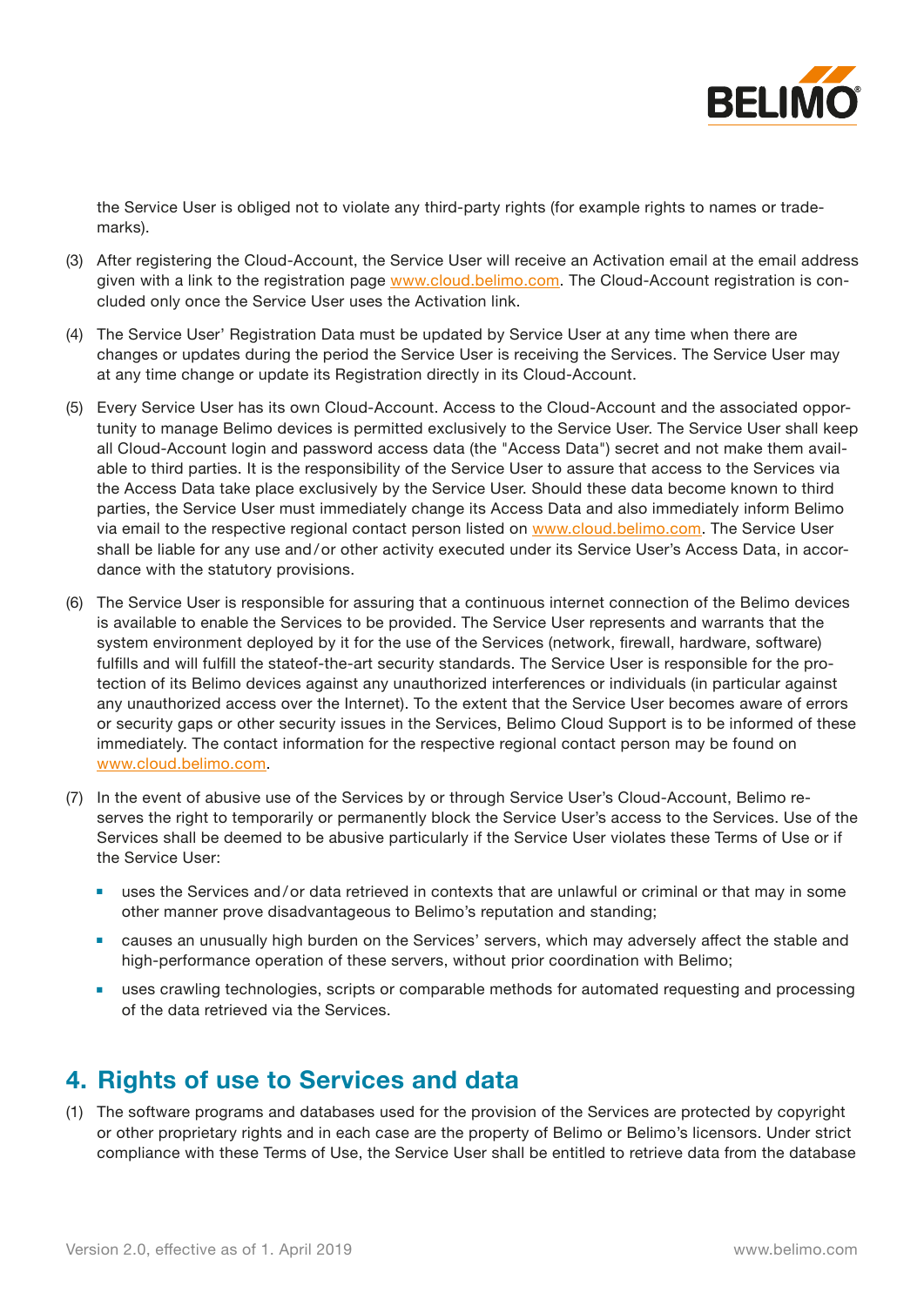the Service User is obliged not to violate any third-party rights (for example rights to names or trademarks).

(3) After registering the Cloud-Account, the Service User will receive an Activation email at the email address given with a link to the registration page www.cloud.belimo.com. The Cloud-Account registration is concluded only once the Service User uses the Activation link.

(4) The Service User' Registration Data must be updated by Service User at any time when there are changes or updates during the period the Service User is receiving the Services. The Service User may at any time change or update its Registration directly in its Cloud-Account.

(5) Every Service User has its own Cloud-Account. Access to the Cloud-Account and the associated opportunity to manage Belimo devices is permitted exclusively to the Service User. The Service User shall keep all Cloud-Account login and password access data (the "Access Data") secret and not make them available to third parties. It is the responsibility of the Service User to assure that access to the Services via the Access Data take place exclusively by the Service User. Should these data become known to third parties, the Service User must immediately change its Access Data and also immediately inform Belimo via email to the respective regional contact person listed on www.cloud.belimo.com. The Service User shall be liable for any use and/or other activity executed under its Service User's Access Data, in accordance with the statutory provisions.

(6) The Service User is responsible for assuring that a continuous internet connection of the Belimo devices is available to enable the Services to be provided. The Service User represents and warrants that the system environment deployed by it for the use of the Services (network, firewall, hardware, software) fulfills and will fulfill the stateof-the-art security standards. The Service User is responsible for the protection of its Belimo devices against any unauthorized interferences or individuals (in particular against any unauthorized access over the Internet). To the extent that the Service User becomes aware of errors or security gaps or other security issues in the Services, Belimo Cloud Support is to be informed of these immediately. The contact information for the respective regional contact person may be found on www.cloud.belimo.com.

(7) In the event of abusive use of the Services by or through Service User's Cloud-Account, Belimo reserves the right to temporarily or permanently block the Service User's access to the Services. Use of the Services shall be deemed to be abusive particularly if the Service User violates these Terms of Use or if the Service User:

- uses the Services and/or data retrieved in contexts that are unlawful or criminal or that may in some other manner prove disadvantageous to Belimo's reputation and standing;
- causes an unusually high burden on the Services' servers, which may adversely affect the stable and high-performance operation of these servers, without prior coordination with Belimo;
- uses crawling technologies, scripts or comparable methods for automated requesting and processing of the data retrieved via the Services.

## 4. Rights of use to Services and data

(1) The software programs and databases used for the provision of the Services are protected by copyright or other proprietary rights and in each case are the property of Belimo or Belimo's licensors. Under strict compliance with these Terms of Use, the Service User shall be entitled to retrieve data from the database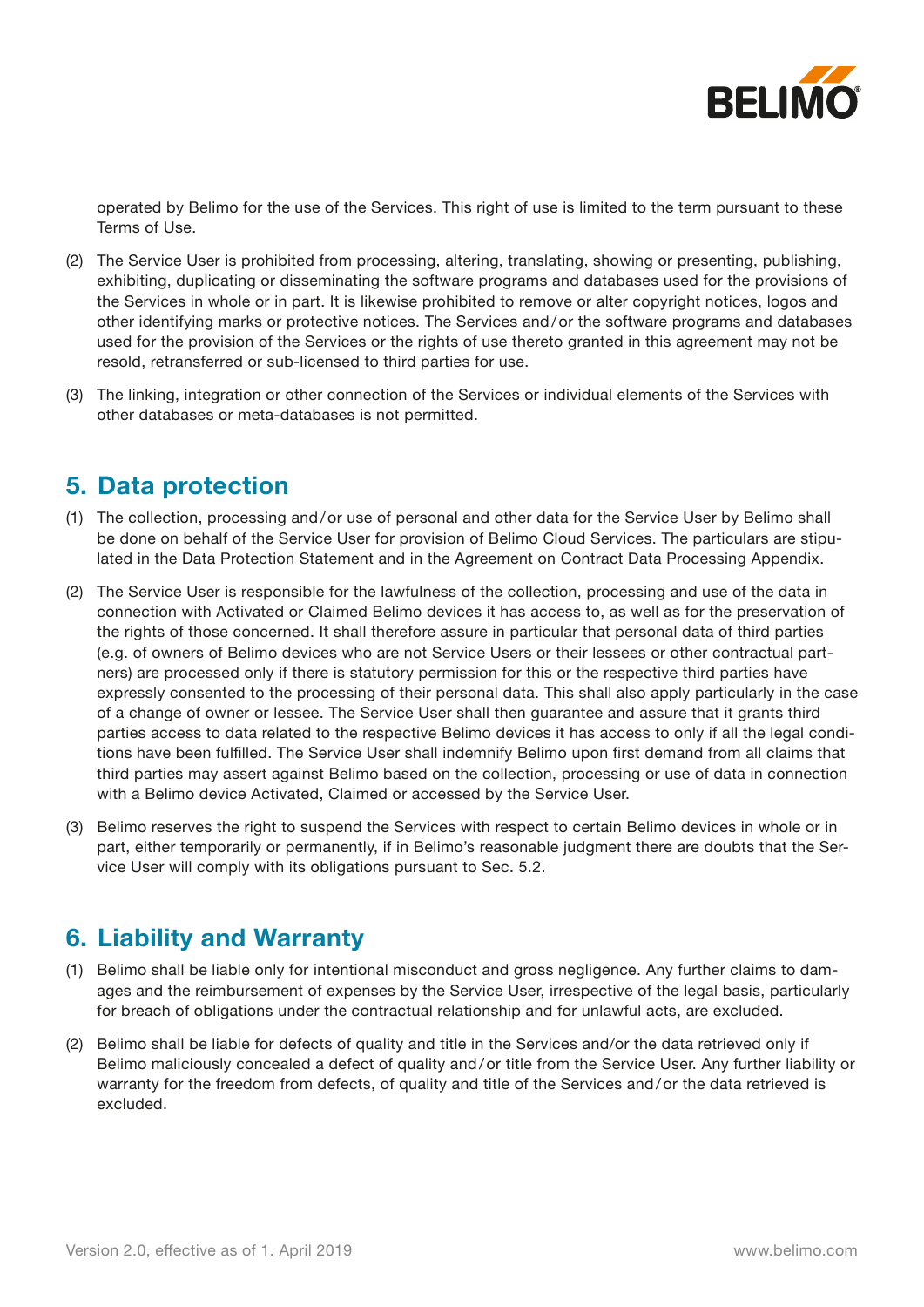operated by Belimo for the use of the Services. This right of use is limited to the term pursuant to these Terms of Use.

(2) The Service User is prohibited from processing, altering, translating, showing or presenting, publishing, exhibiting, duplicating or disseminating the software programs and databases used for the provisions of the Services in whole or in part. It is likewise prohibited to remove or alter copyright notices, logos and other identifying marks or protective notices. The Services and/or the software programs and databases used for the provision of the Services or the rights of use thereto granted in this agreement may not be resold, retransferred or sub-licensed to third parties for use.

(3) The linking, integration or other connection of the Services or individual elements of the Services with other databases or meta-databases is not permitted.

## 5. Data protection

(1) The collection, processing and/or use of personal and other data for the Service User by Belimo shall be done on behalf of the Service User for provision of Belimo Cloud Services. The particulars are stipulated in the Data Protection Statement and in the Agreement on Contract Data Processing Appendix.

(2) The Service User is responsible for the lawfulness of the collection, processing and use of the data in connection with Activated or Claimed Belimo devices it has access to, as well as for the preservation of the rights of those concerned. It shall therefore assure in particular that personal data of third parties (e.g. of owners of Belimo devices who are not Service Users or their lessees or other contractual partners) are processed only if there is statutory permission for this or the respective third parties have expressly consented to the processing of their personal data. This shall also apply particularly in the case of a change of owner or lessee. The Service User shall then guarantee and assure that it grants third parties access to data related to the respective Belimo devices it has access to only if all the legal conditions have been fulfilled. The Service User shall indemnify Belimo upon first demand from all claims that third parties may assert against Belimo based on the collection, processing or use of data in connection with a Belimo device Activated, Claimed or accessed by the Service User.

(3) Belimo reserves the right to suspend the Services with respect to certain Belimo devices in whole or in part, either temporarily or permanently, if in Belimo's reasonable judgment there are doubts that the Service User will comply with its obligations pursuant to Sec. 5.2.

## 6. Liability and Warranty

(1) Belimo shall be liable only for intentional misconduct and gross negligence. Any further claims to damages and the reimbursement of expenses by the Service User, irrespective of the legal basis, particularly for breach of obligations under the contractual relationship and for unlawful acts, are excluded.

(2) Belimo shall be liable for defects of quality and title in the Services and/or the data retrieved only if Belimo maliciously concealed a defect of quality and/or title from the Service User. Any further liability or warranty for the freedom from defects, of quality and title of the Services and/or the data retrieved is excluded.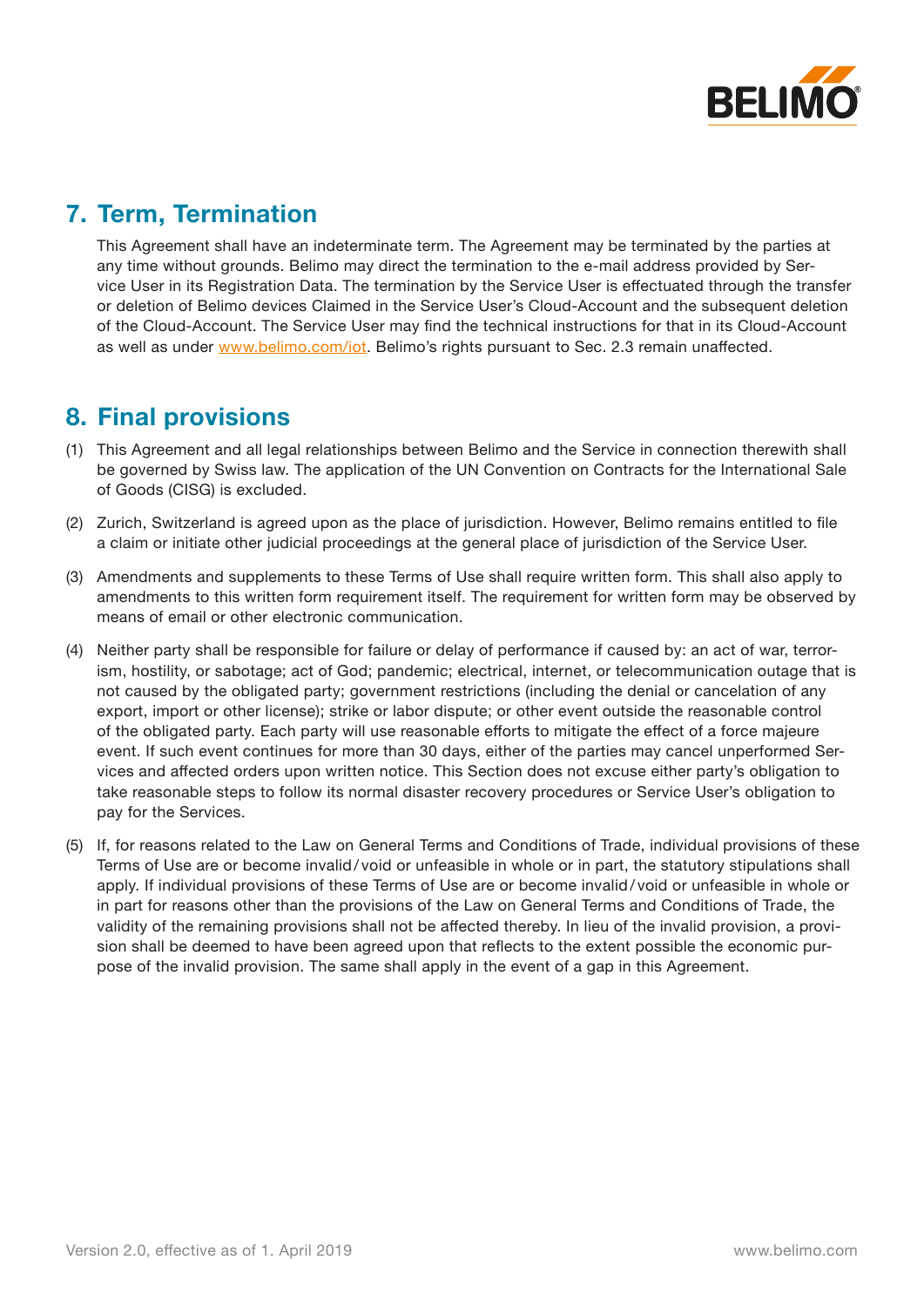## 7. Term, Termination

This Agreement shall have an indeterminate term. The Agreement may be terminated by the parties at any time without grounds. Belimo may direct the termination to the e-mail address provided by Service User in its Registration Data. The termination by the Service User is effectuated through the transfer or deletion of Belimo devices Claimed in the Service User's Cloud-Account and the subsequent deletion of the Cloud-Account. The Service User may find the technical instructions for that in its Cloud-Account as well as under www.belimo.com/iot. Belimo's rights pursuant to Sec. 2.3 remain unaffected.

## 8. Final provisions

(1) This Agreement and all legal relationships between Belimo and the Service in connection therewith shall be governed by Swiss law. The application of the UN Convention on Contracts for the International Sale of Goods (CISG) is excluded.

(2) Zurich, Switzerland is agreed upon as the place of jurisdiction. However, Belimo remains entitled to file a claim or initiate other judicial proceedings at the general place of jurisdiction of the Service User.

(3) Amendments and supplements to these Terms of Use shall require written form. This shall also apply to amendments to this written form requirement itself. The requirement for written form may be observed by means of email or other electronic communication.

(4) Neither party shall be responsible for failure or delay of performance if caused by: an act of war, terrorism, hostility, or sabotage; act of God; pandemic; electrical, internet, or telecommunication outage that is not caused by the obligated party; government restrictions (including the denial or cancelation of any export, import or other license); strike or labor dispute; or other event outside the reasonable control of the obligated party. Each party will use reasonable efforts to mitigate the effect of a force majeure event. If such event continues for more than 30 days, either of the parties may cancel unperformed Services and affected orders upon written notice. This Section does not excuse either party's obligation to take reasonable steps to follow its normal disaster recovery procedures or Service User's obligation to pay for the Services.

(5) If, for reasons related to the Law on General Terms and Conditions of Trade, individual provisions of these Terms of Use are or become invalid / void or unfeasible in whole or in part, the statutory stipulations shall apply. If individual provisions of these Terms of Use are or become invalid / void or unfeasible in whole or in part for reasons other than the provisions of the Law on General Terms and Conditions of Trade, the validity of the remaining provisions shall not be affected thereby. In lieu of the invalid provision, a provision shall be deemed to have been agreed upon that reflects to the extent possible the economic purpose of the invalid provision. The same shall apply in the event of a gap in this Agreement.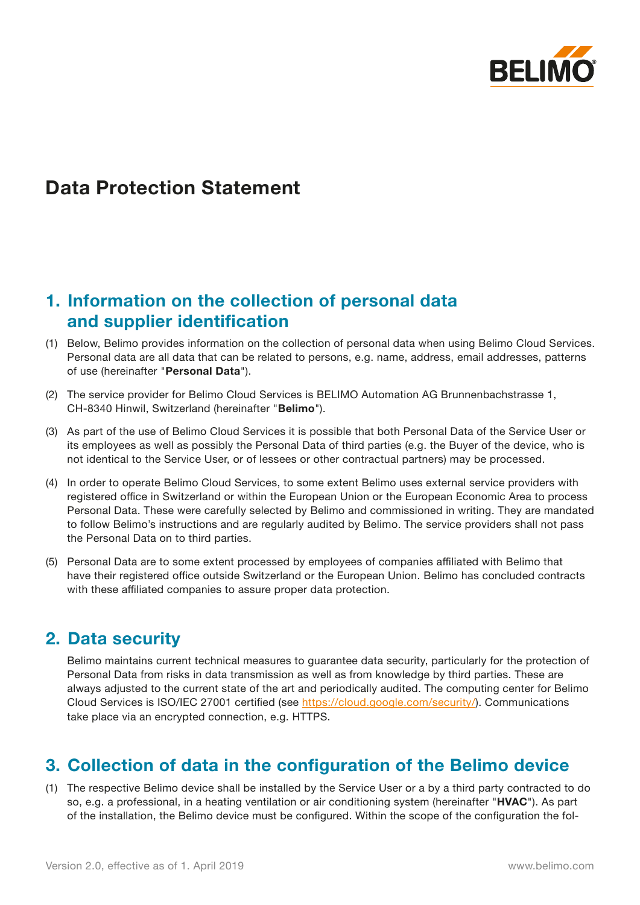# Data Protection Statement

## 1. Information on the collection of personal data and supplier identification

(1) Below, Belimo provides information on the collection of personal data when using Belimo Cloud Services. Personal data are all data that can be related to persons, e.g. name, address, email addresses, patterns of use (hereinafter "**Personal Data**").

(2) The service provider for Belimo Cloud Services is BELIMO Automation AG Brunnenbachstrasse 1, CH-8340 Hinwil, Switzerland (hereinafter "**Belimo**").

(3) As part of the use of Belimo Cloud Services it is possible that both Personal Data of the Service User or its employees as well as possibly the Personal Data of third parties (e.g. the Buyer of the device, who is not identical to the Service User, or of lessees or other contractual partners) may be processed.

(4) In order to operate Belimo Cloud Services, to some extent Belimo uses external service providers with registered office in Switzerland or within the European Union or the European Economic Area to process Personal Data. These were carefully selected by Belimo and commissioned in writing. They are mandated to follow Belimo's instructions and are regularly audited by Belimo. The service providers shall not pass the Personal Data on to third parties.

(5) Personal Data are to some extent processed by employees of companies affiliated with Belimo that have their registered office outside Switzerland or the European Union. Belimo has concluded contracts with these affiliated companies to assure proper data protection.

## 2. Data security

Belimo maintains current technical measures to guarantee data security, particularly for the protection of Personal Data from risks in data transmission as well as from knowledge by third parties. These are always adjusted to the current state of the art and periodically audited. The computing center for Belimo Cloud Services is ISO/IEC 27001 certified (see https://cloud.google.com/security/). Communications take place via an encrypted connection, e.g. HTTPS.

## 3. Collection of data in the configuration of the Belimo device

(1) The respective Belimo device shall be installed by the Service User or a by a third party contracted to do so, e.g. a professional, in a heating ventilation or air conditioning system (hereinafter "**HVAC**"). As part of the installation, the Belimo device must be configured. Within the scope of the configuration the fol-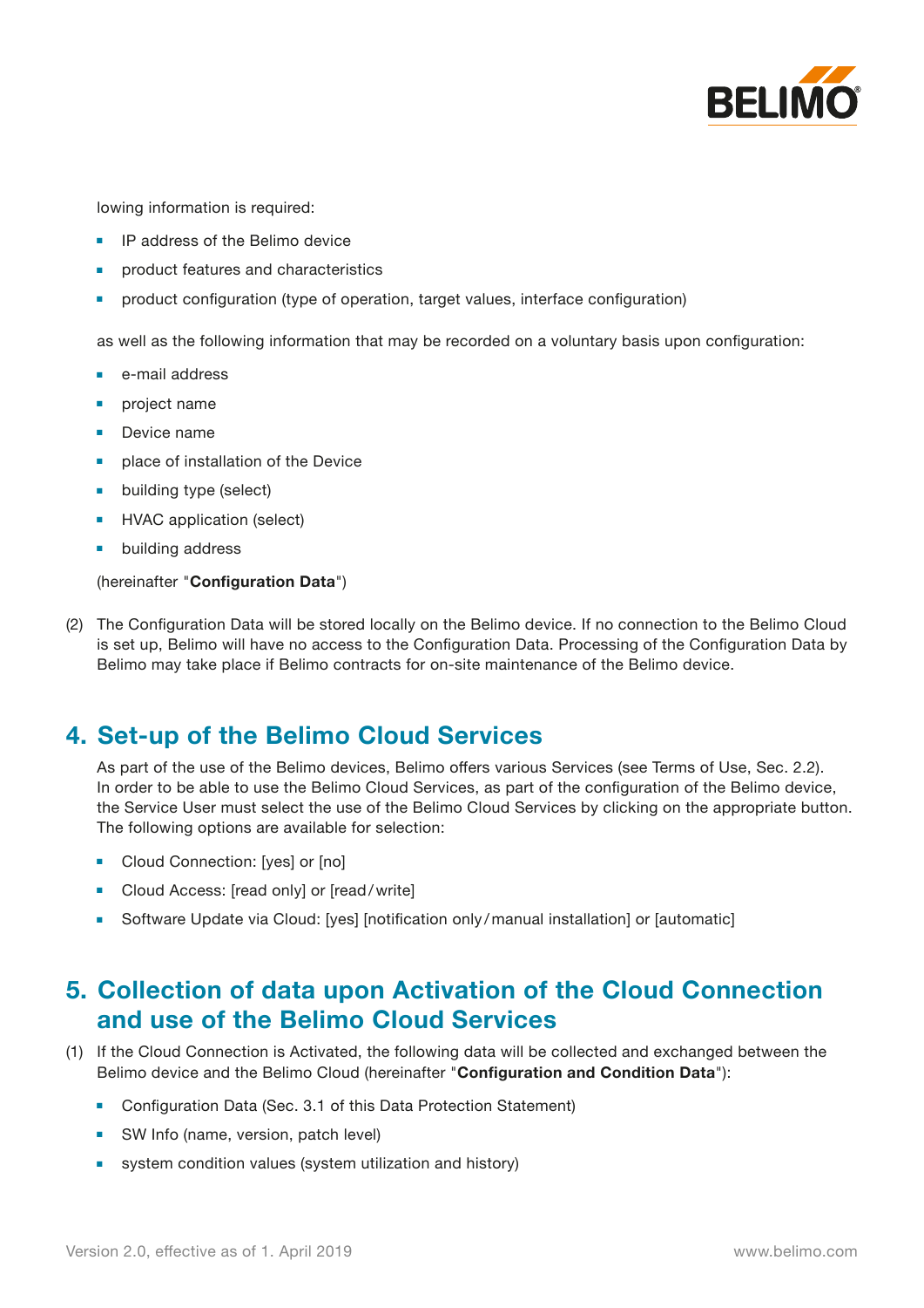lowing information is required:

- IP address of the Belimo device
- product features and characteristics
- product configuration (type of operation, target values, interface configuration)

as well as the following information that may be recorded on a voluntary basis upon configuration:

- e-mail address
- project name
- Device name
- place of installation of the Device
- building type (select)
- HVAC application (select)
- building address

(hereinafter "**Configuration Data**")

(2) The Configuration Data will be stored locally on the Belimo device. If no connection to the Belimo Cloud is set up, Belimo will have no access to the Configuration Data. Processing of the Configuration Data by Belimo may take place if Belimo contracts for on-site maintenance of the Belimo device.

## 4. Set-up of the Belimo Cloud Services

As part of the use of the Belimo devices, Belimo offers various Services (see Terms of Use, Sec. 2.2). In order to be able to use the Belimo Cloud Services, as part of the configuration of the Belimo device, the Service User must select the use of the Belimo Cloud Services by clicking on the appropriate button. The following options are available for selection:

- Cloud Connection: [yes] or [no]
- Cloud Access: [read only] or [read/write]
- Software Update via Cloud: [yes] [notification only/manual installation] or [automatic]

## 5. Collection of data upon Activation of the Cloud Connection and use of the Belimo Cloud Services

(1) If the Cloud Connection is Activated, the following data will be collected and exchanged between the Belimo device and the Belimo Cloud (hereinafter "**Configuration and Condition Data**"):

- Configuration Data (Sec. 3.1 of this Data Protection Statement)
- SW Info (name, version, patch level)
- system condition values (system utilization and history)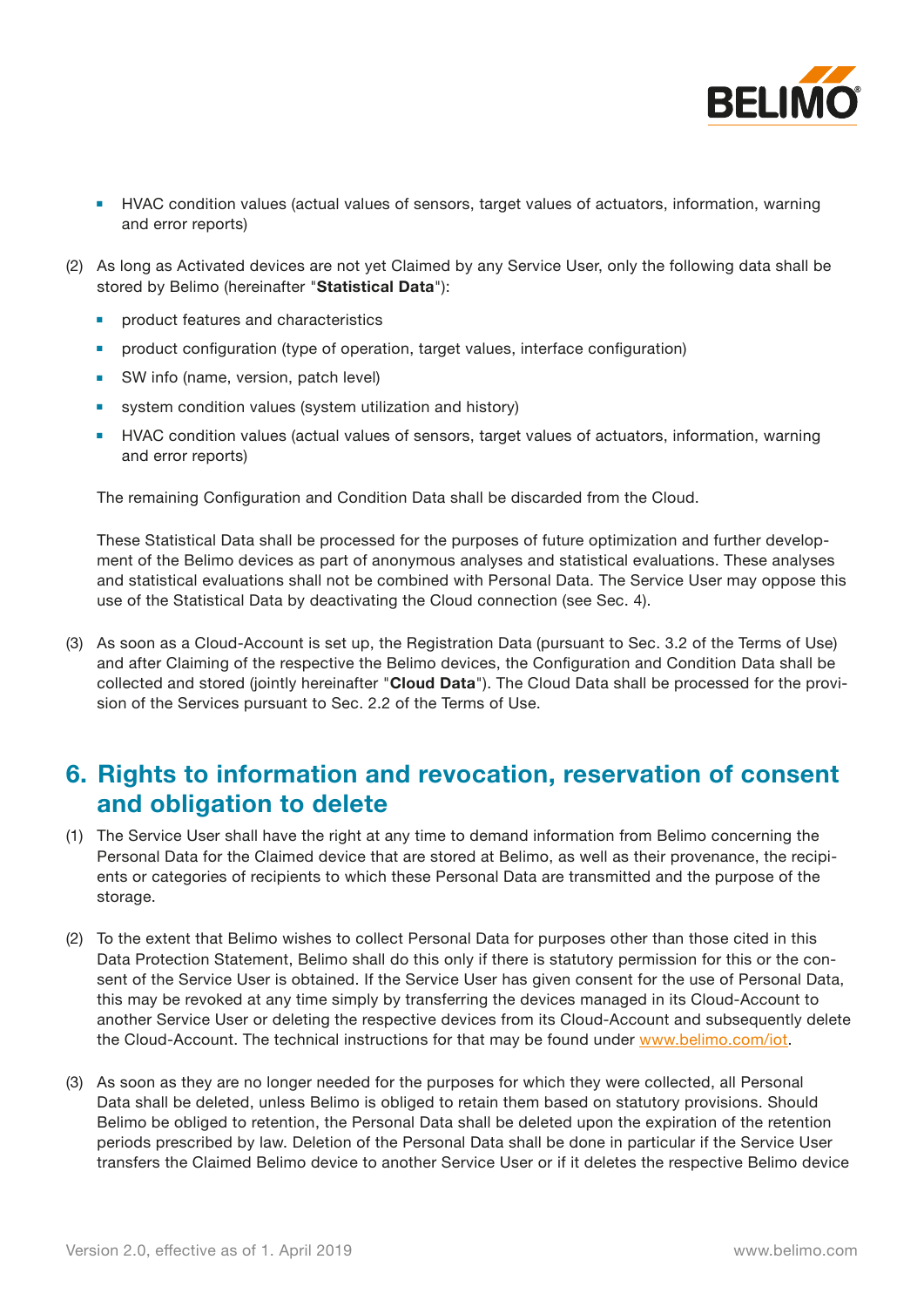- HVAC condition values (actual values of sensors, target values of actuators, information, warning and error reports)

(2) As long as Activated devices are not yet Claimed by any Service User, only the following data shall be stored by Belimo (hereinafter "**Statistical Data**"):

- product features and characteristics
- product configuration (type of operation, target values, interface configuration)
- SW info (name, version, patch level)
- system condition values (system utilization and history)
- HVAC condition values (actual values of sensors, target values of actuators, information, warning and error reports)

The remaining Configuration and Condition Data shall be discarded from the Cloud.

These Statistical Data shall be processed for the purposes of future optimization and further development of the Belimo devices as part of anonymous analyses and statistical evaluations. These analyses and statistical evaluations shall not be combined with Personal Data. The Service User may oppose this use of the Statistical Data by deactivating the Cloud connection (see Sec. 4).

(3) As soon as a Cloud-Account is set up, the Registration Data (pursuant to Sec. 3.2 of the Terms of Use) and after Claiming of the respective the Belimo devices, the Configuration and Condition Data shall be collected and stored (jointly hereinafter "**Cloud Data**"). The Cloud Data shall be processed for the provision of the Services pursuant to Sec. 2.2 of the Terms of Use.

## 6. Rights to information and revocation, reservation of consent and obligation to delete

(1) The Service User shall have the right at any time to demand information from Belimo concerning the Personal Data for the Claimed device that are stored at Belimo, as well as their provenance, the recipients or categories of recipients to which these Personal Data are transmitted and the purpose of the storage.

(2) To the extent that Belimo wishes to collect Personal Data for purposes other than those cited in this Data Protection Statement, Belimo shall do this only if there is statutory permission for this or the consent of the Service User is obtained. If the Service User has given consent for the use of Personal Data, this may be revoked at any time simply by transferring the devices managed in its Cloud-Account to another Service User or deleting the respective devices from its Cloud-Account and subsequently delete the Cloud-Account. The technical instructions for that may be found under www.belimo.com/iot.

(3) As soon as they are no longer needed for the purposes for which they were collected, all Personal Data shall be deleted, unless Belimo is obliged to retain them based on statutory provisions. Should Belimo be obliged to retention, the Personal Data shall be deleted upon the expiration of the retention periods prescribed by law. Deletion of the Personal Data shall be done in particular if the Service User transfers the Claimed Belimo device to another Service User or if it deletes the respective Belimo device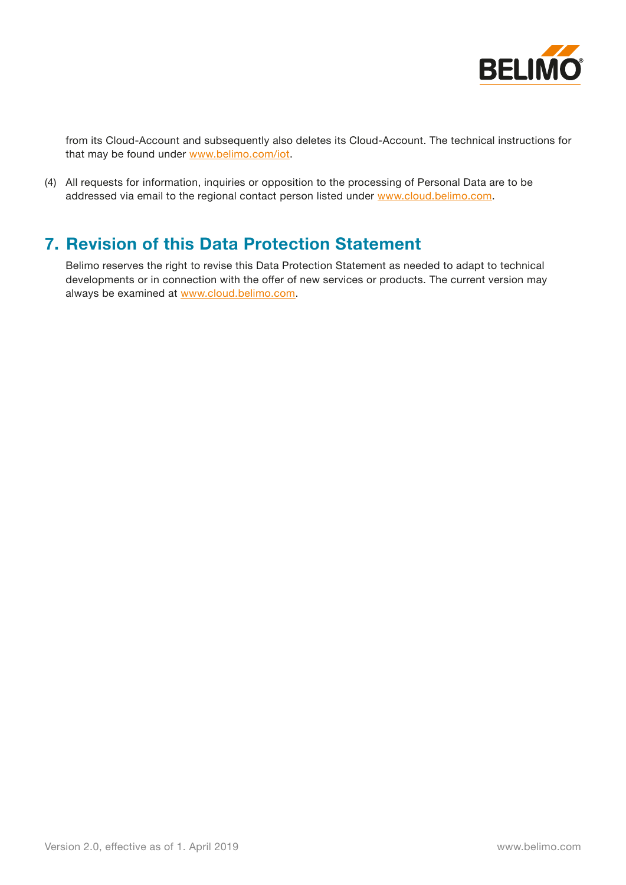from its Cloud-Account and subsequently also deletes its Cloud-Account. The technical instructions for that may be found under www.belimo.com/iot.

(4) All requests for information, inquiries or opposition to the processing of Personal Data are to be addressed via email to the regional contact person listed under www.cloud.belimo.com.

## 7. Revision of this Data Protection Statement

Belimo reserves the right to revise this Data Protection Statement as needed to adapt to technical developments or in connection with the offer of new services or products. The current version may always be examined at www.cloud.belimo.com.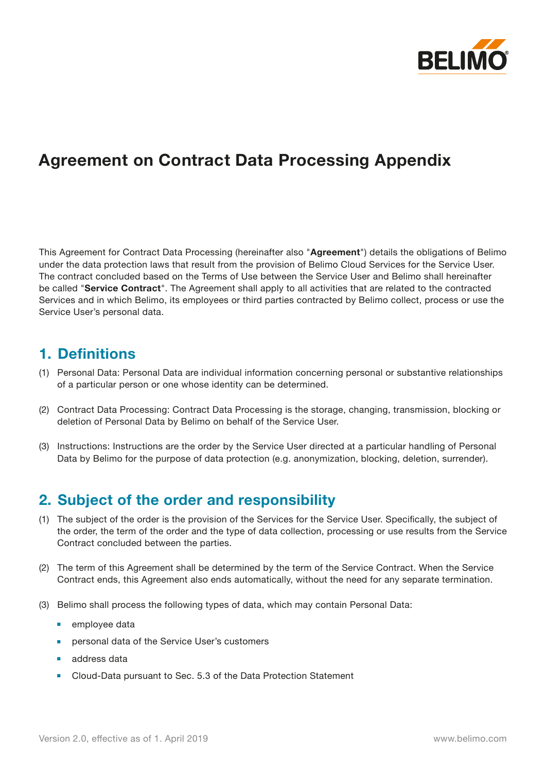# Agreement on Contract Data Processing Appendix

This Agreement for Contract Data Processing (hereinafter also "**Agreement**") details the obligations of Belimo under the data protection laws that result from the provision of Belimo Cloud Services for the Service User. The contract concluded based on the Terms of Use between the Service User and Belimo shall hereinafter be called "**Service Contract**". The Agreement shall apply to all activities that are related to the contracted Services and in which Belimo, its employees or third parties contracted by Belimo collect, process or use the Service User's personal data.

## 1. Definitions

(1) Personal Data: Personal Data are individual information concerning personal or substantive relationships of a particular person or one whose identity can be determined.

(2) Contract Data Processing: Contract Data Processing is the storage, changing, transmission, blocking or deletion of Personal Data by Belimo on behalf of the Service User.

(3) Instructions: Instructions are the order by the Service User directed at a particular handling of Personal Data by Belimo for the purpose of data protection (e.g. anonymization, blocking, deletion, surrender).

## 2. Subject of the order and responsibility

(1) The subject of the order is the provision of the Services for the Service User. Specifically, the subject of the order, the term of the order and the type of data collection, processing or use results from the Service Contract concluded between the parties.

(2) The term of this Agreement shall be determined by the term of the Service Contract. When the Service Contract ends, this Agreement also ends automatically, without the need for any separate termination.

(3) Belimo shall process the following types of data, which may contain Personal Data:

- employee data
- personal data of the Service User's customers
- address data
- Cloud-Data pursuant to Sec. 5.3 of the Data Protection Statement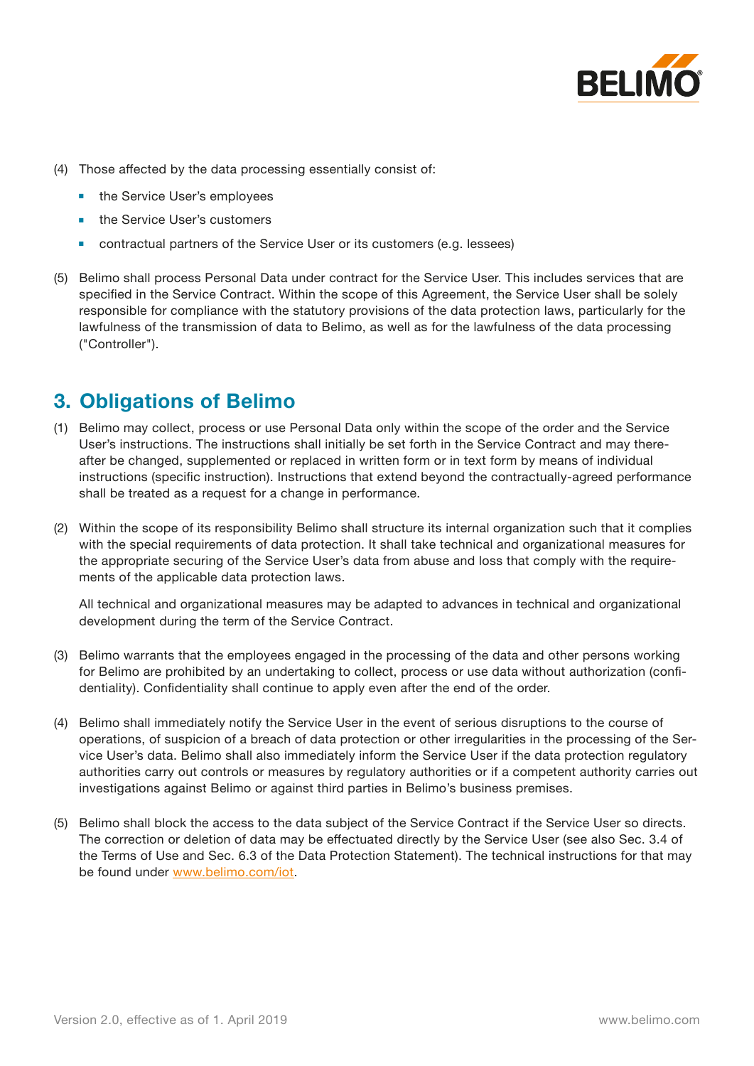(4) Those affected by the data processing essentially consist of:

- the Service User's employees
- the Service User's customers
- contractual partners of the Service User or its customers (e.g. lessees)

(5) Belimo shall process Personal Data under contract for the Service User. This includes services that are specified in the Service Contract. Within the scope of this Agreement, the Service User shall be solely responsible for compliance with the statutory provisions of the data protection laws, particularly for the lawfulness of the transmission of data to Belimo, as well as for the lawfulness of the data processing ("Controller").

## 3. Obligations of Belimo

(1) Belimo may collect, process or use Personal Data only within the scope of the order and the Service User's instructions. The instructions shall initially be set forth in the Service Contract and may thereafter be changed, supplemented or replaced in written form or in text form by means of individual instructions (specific instruction). Instructions that extend beyond the contractually-agreed performance shall be treated as a request for a change in performance.

(2) Within the scope of its responsibility Belimo shall structure its internal organization such that it complies with the special requirements of data protection. It shall take technical and organizational measures for the appropriate securing of the Service User's data from abuse and loss that comply with the requirements of the applicable data protection laws.

All technical and organizational measures may be adapted to advances in technical and organizational development during the term of the Service Contract.

(3) Belimo warrants that the employees engaged in the processing of the data and other persons working for Belimo are prohibited by an undertaking to collect, process or use data without authorization (confidentiality). Confidentiality shall continue to apply even after the end of the order.

(4) Belimo shall immediately notify the Service User in the event of serious disruptions to the course of operations, of suspicion of a breach of data protection or other irregularities in the processing of the Service User's data. Belimo shall also immediately inform the Service User if the data protection regulatory authorities carry out controls or measures by regulatory authorities or if a competent authority carries out investigations against Belimo or against third parties in Belimo's business premises.

(5) Belimo shall block the access to the data subject of the Service Contract if the Service User so directs. The correction or deletion of data may be effectuated directly by the Service User (see also Sec. 3.4 of the Terms of Use and Sec. 6.3 of the Data Protection Statement). The technical instructions for that may be found under [www.belimo.com/iot](www.belimo.com/iot).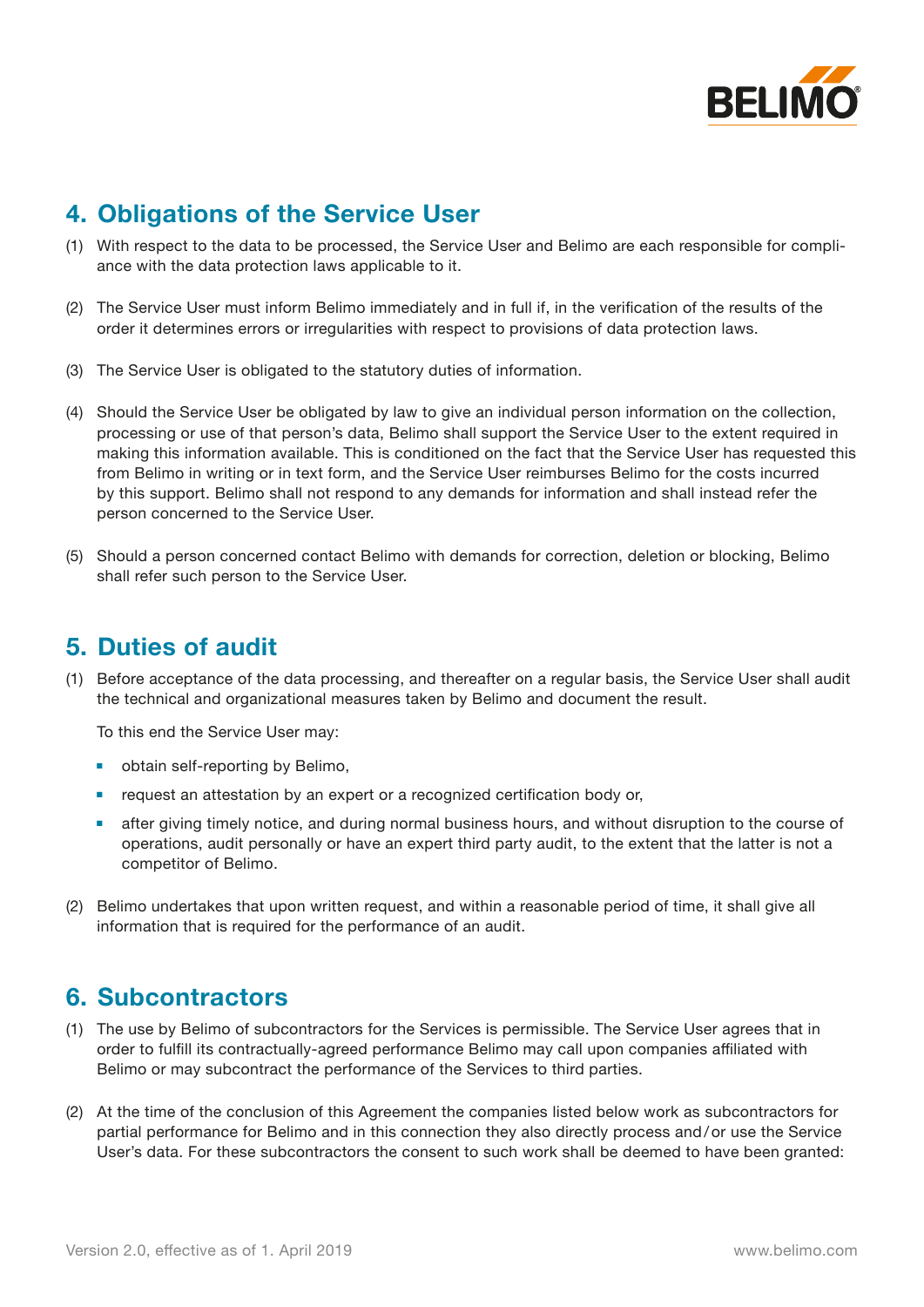## 4. Obligations of the Service User

(1) With respect to the data to be processed, the Service User and Belimo are each responsible for compliance with the data protection laws applicable to it.

(2) The Service User must inform Belimo immediately and in full if, in the verification of the results of the order it determines errors or irregularities with respect to provisions of data protection laws.

(3) The Service User is obligated to the statutory duties of information.

(4) Should the Service User be obligated by law to give an individual person information on the collection, processing or use of that person's data, Belimo shall support the Service User to the extent required in making this information available. This is conditioned on the fact that the Service User has requested this from Belimo in writing or in text form, and the Service User reimburses Belimo for the costs incurred by this support. Belimo shall not respond to any demands for information and shall instead refer the person concerned to the Service User.

(5) Should a person concerned contact Belimo with demands for correction, deletion or blocking, Belimo shall refer such person to the Service User.

## 5. Duties of audit

(1) Before acceptance of the data processing, and thereafter on a regular basis, the Service User shall audit the technical and organizational measures taken by Belimo and document the result.

To this end the Service User may:

- obtain self-reporting by Belimo,
- request an attestation by an expert or a recognized certification body or,
- after giving timely notice, and during normal business hours, and without disruption to the course of operations, audit personally or have an expert third party audit, to the extent that the latter is not a competitor of Belimo.

(2) Belimo undertakes that upon written request, and within a reasonable period of time, it shall give all information that is required for the performance of an audit.

## 6. Subcontractors

(1) The use by Belimo of subcontractors for the Services is permissible. The Service User agrees that in order to fulfill its contractually-agreed performance Belimo may call upon companies affiliated with Belimo or may subcontract the performance of the Services to third parties.

(2) At the time of the conclusion of this Agreement the companies listed below work as subcontractors for partial performance for Belimo and in this connection they also directly process and/or use the Service User's data. For these subcontractors the consent to such work shall be deemed to have been granted: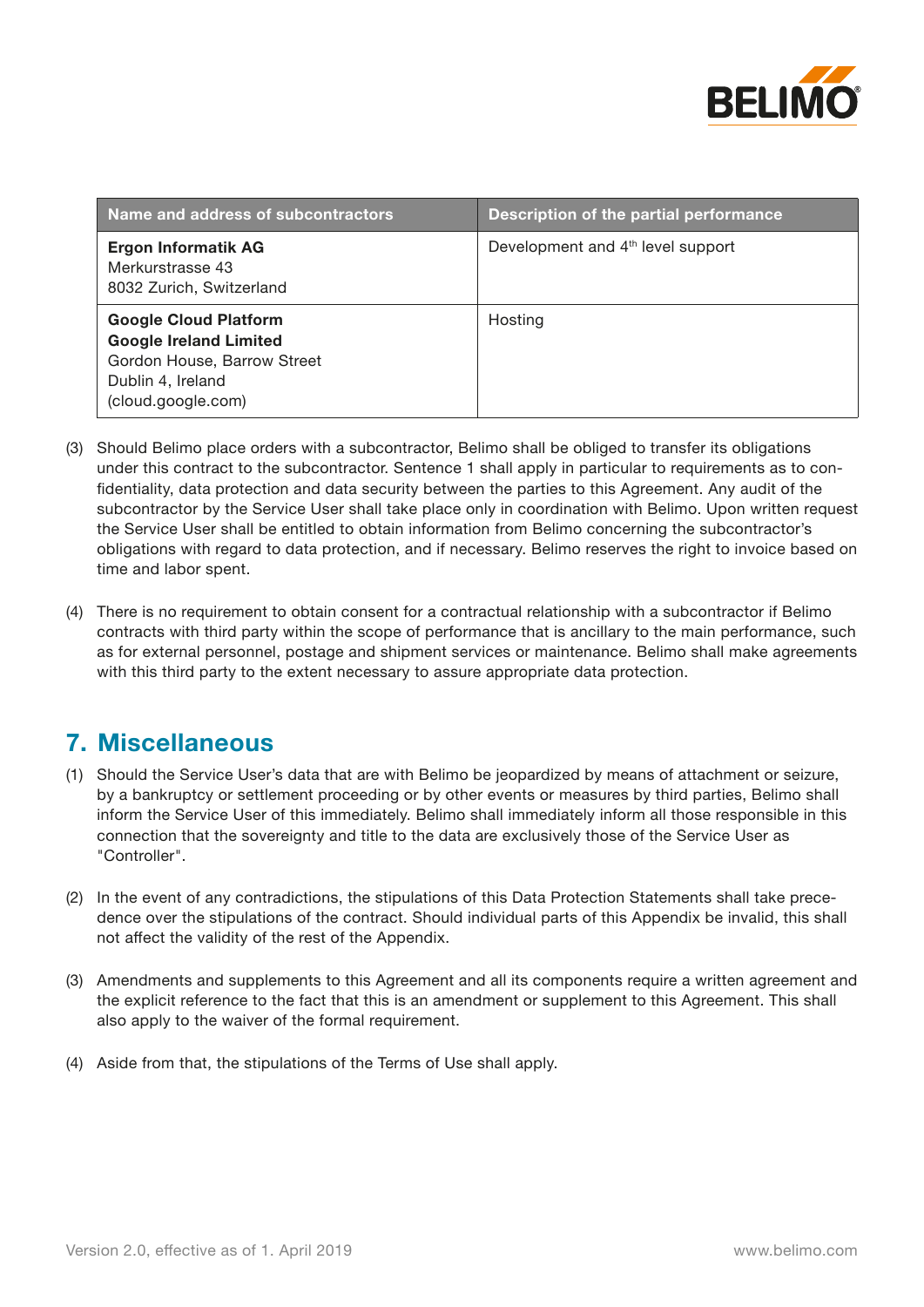| Name and address of subcontractors | Description of the partial performance |
|---|---|
| **Ergon Informatik AG**<br>Merkurstrasse 43<br>8032 Zurich, Switzerland | Development and 4th level support |
| **Google Cloud Platform**<br>**Google Ireland Limited**<br>Gordon House, Barrow Street<br>Dublin 4, Ireland<br>(cloud.google.com) | Hosting |

(3) Should Belimo place orders with a subcontractor, Belimo shall be obliged to transfer its obligations under this contract to the subcontractor. Sentence 1 shall apply in particular to requirements as to confidentiality, data protection and data security between the parties to this Agreement. Any audit of the subcontractor by the Service User shall take place only in coordination with Belimo. Upon written request the Service User shall be entitled to obtain information from Belimo concerning the subcontractor's obligations with regard to data protection, and if necessary. Belimo reserves the right to invoice based on time and labor spent.

(4) There is no requirement to obtain consent for a contractual relationship with a subcontractor if Belimo contracts with third party within the scope of performance that is ancillary to the main performance, such as for external personnel, postage and shipment services or maintenance. Belimo shall make agreements with this third party to the extent necessary to assure appropriate data protection.

## 7. Miscellaneous

(1) Should the Service User's data that are with Belimo be jeopardized by means of attachment or seizure, by a bankruptcy or settlement proceeding or by other events or measures by third parties, Belimo shall inform the Service User of this immediately. Belimo shall immediately inform all those responsible in this connection that the sovereignty and title to the data are exclusively those of the Service User as "Controller".

(2) In the event of any contradictions, the stipulations of this Data Protection Statements shall take precedence over the stipulations of the contract. Should individual parts of this Appendix be invalid, this shall not affect the validity of the rest of the Appendix.

(3) Amendments and supplements to this Agreement and all its components require a written agreement and the explicit reference to the fact that this is an amendment or supplement to this Agreement. This shall also apply to the waiver of the formal requirement.

(4) Aside from that, the stipulations of the Terms of Use shall apply.